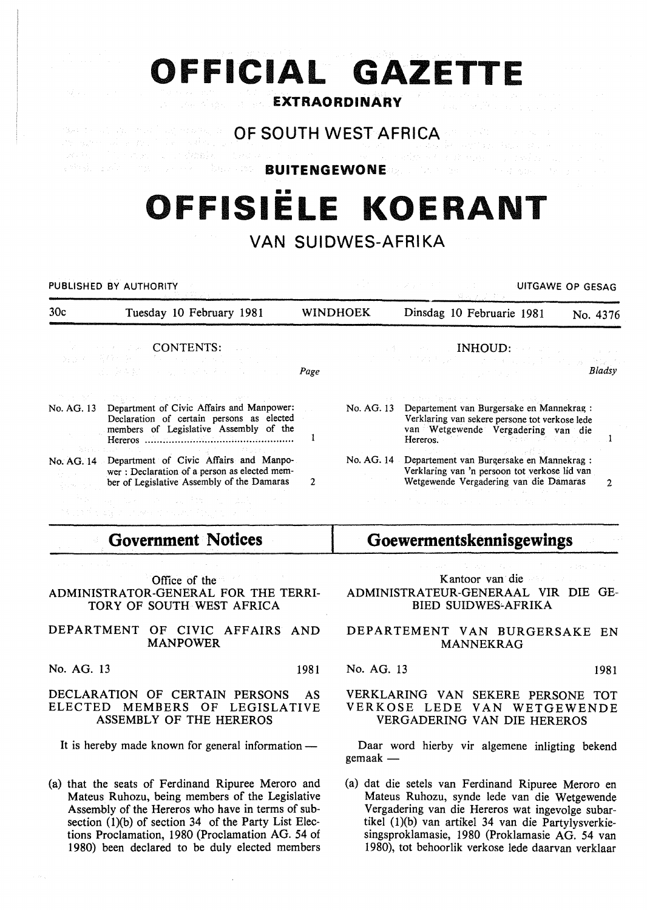# OFFICIAL GAZETTE

**EXTRAORDINARY**

## OF SOUTH WEST AFRICA

**BUITENGEWONE**

# OFFISIËLE KOERANT

## VAN SUIDWES-AFRIKA

PUBLISHED BY AUTHORITY — UITGAWE OP GESAG

| 30c | Tuesday 10 February 1981 | WINDHOEK | Dinsdag 10 Februarie 1981 | No. 4376 |
|---|---|---|---|---|

**CONTENTS:**

| | | Page |
|---|---|---|
| No. AG. 13 | Department of Civic Affairs and Manpower: Declaration of certain persons as elected members of Legislative Assembly of the Hereros | 1 |
| No. AG. 14 | Department of Civic Affairs and Manpower : Declaration of a person as elected member of Legislative Assembly of the Damaras | 2 |

**INHOUD:**

| | | Bladsy |
|---|---|---|
| No. AG. 13 | Departement van Burgersake en Mannekrag : Verklaring van sekere persone tot verkose lede van Wetgewende Vergadering van die Hereros. | 1 |
| No. AG. 14 | Departement van Burgersake en Mannekrag : Verklaring van 'n persoon tot verkose lid van Wetgewende Vergadering van die Damaras | 2 |

## Government Notices

Office of the
ADMINISTRATOR-GENERAL FOR THE TERRITORY OF SOUTH WEST AFRICA

DEPARTMENT OF CIVIC AFFAIRS AND MANPOWER

No. AG. 13 — 1981

### DECLARATION OF CERTAIN PERSONS AS ELECTED MEMBERS OF LEGISLATIVE ASSEMBLY OF THE HEREROS

It is hereby made known for general information —

(a) that the seats of Ferdinand Ripuree Meroro and Mateus Ruhozu, being members of the Legislative Assembly of the Hereros who have in terms of subsection (1)(b) of section 34 of the Party List Elections Proclamation, 1980 (Proclamation AG. 54 of 1980) been declared to be duly elected members

## Goewermentskennisgewings

Kantoor van die
ADMINISTRATEUR-GENERAAL VIR DIE GEBIED SUIDWES-AFRIKA

DEPARTEMENT VAN BURGERSAKE EN MANNEKRAG

No. AG. 13 — 1981

### VERKLARING VAN SEKERE PERSONE TOT VERKOSE LEDE VAN WETGEWENDE VERGADERING VAN DIE HEREROS

Daar word hierby vir algemene inligting bekend gemaak —

(a) dat die setels van Ferdinand Ripuree Meroro en Mateus Ruhozu, synde lede van die Wetgewende Vergadering van die Hereros wat ingevolge subartikel (1)(b) van artikel 34 van die Partylysverkiesingsproklamasie, 1980 (Proklamasie AG. 54 van 1980), tot behoorlik verkose lede daarvan verklaar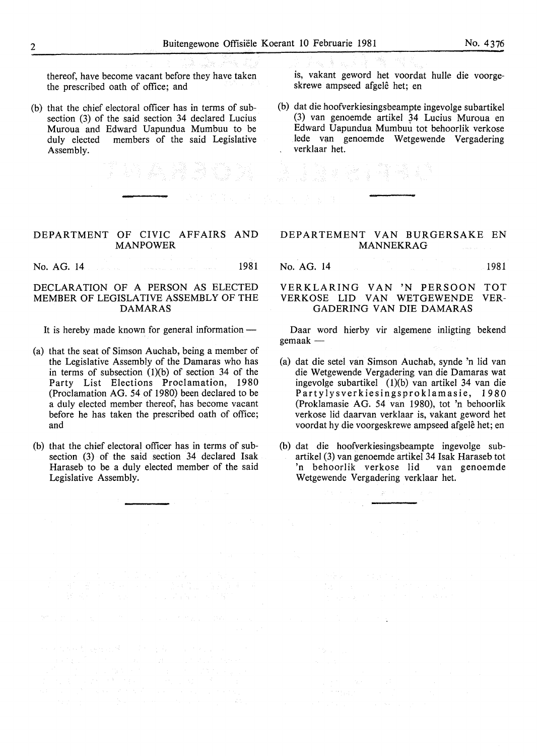thereof, have become vacant before they have taken the prescribed oath of office; and

(b) that the chief electoral officer has in terms of subsection (3) of the said section 34 declared Lucius Muroua and Edward Uapundua Mumbuu to be duly elected members of the said Legislative Assembly.

is, vakant geword het voordat hulle die voorgeskrewe ampseed afgelê het; en

(b) dat die hoofverkiesingsbeampte ingevolge subartikel (3) van genoemde artikel 34 Lucius Muroua en Edward Uapundua Mumbuu tot behoorlik verkose lede van genoemde Wetgewende Vergadering verklaar het.

---

## DEPARTMENT OF CIVIC AFFAIRS AND MANPOWER

No. AG. 14 1981

### DECLARATION OF A PERSON AS ELECTED MEMBER OF LEGISLATIVE ASSEMBLY OF THE DAMARAS

It is hereby made known for general information —

(a) that the seat of Simson Auchab, being a member of the Legislative Assembly of the Damaras who has in terms of subsection (1)(b) of section 34 of the Party List Elections Proclamation, 1980 (Proclamation AG. 54 of 1980) been declared to be a duly elected member thereof, has become vacant before he has taken the prescribed oath of office; and

(b) that the chief electoral officer has in terms of subsection (3) of the said section 34 declared Isak Haraseb to be a duly elected member of the said Legislative Assembly.

---

## DEPARTEMENT VAN BURGERSAKE EN MANNEKRAG

No. AG. 14 1981

### VERKLARING VAN 'N PERSOON TOT VERKOSE LID VAN WETGEWENDE VERGADERING VAN DIE DAMARAS

Daar word hierby vir algemene inligting bekend gemaak —

(a) dat die setel van Simson Auchab, synde 'n lid van die Wetgewende Vergadering van die Damaras wat ingevolge subartikel (1)(b) van artikel 34 van die Partylysverkiesingsproklamasie, 1980 (Proklamasie AG. 54 van 1980), tot 'n behoorlik verkose lid daarvan verklaar is, vakant geword het voordat hy die voorgeskrewe ampseed afgelê het; en

(b) dat die hoofverkiesingsbeampte ingevolge subartikel (3) van genoemde artikel 34 Isak Haraseb tot 'n behoorlik verkose lid van genoemde Wetgewende Vergadering verklaar het.